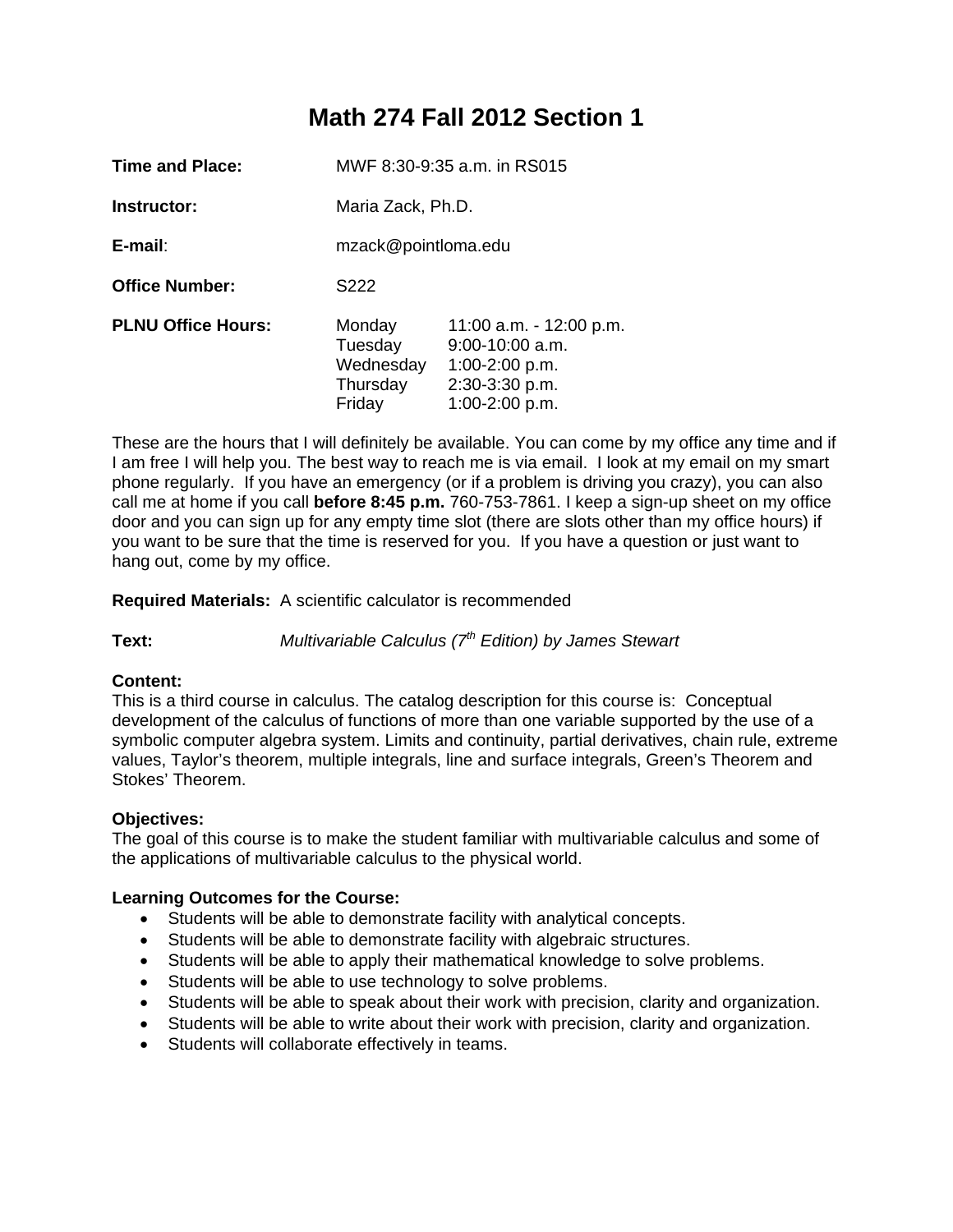# Math 274 Fall 2012 Section 1

**Time and Place:** MWF 8:30-9:35 a.m. in RS015

**Instructor:** Maria Zack, Ph.D.

**E-mail**: mzack@pointloma.edu

**Office Number:** S222

**PLNU Office Hours:**

| | |
|---|---|
| Monday | 11:00 a.m. - 12:00 p.m. |
| Tuesday | 9:00-10:00 a.m. |
| Wednesday | 1:00-2:00 p.m. |
| Thursday | 2:30-3:30 p.m. |
| Friday | 1:00-2:00 p.m. |

These are the hours that I will definitely be available. You can come by my office any time and if I am free I will help you. The best way to reach me is via email. I look at my email on my smart phone regularly. If you have an emergency (or if a problem is driving you crazy), you can also call me at home if you call **before 8:45 p.m.** 760-753-7861. I keep a sign-up sheet on my office door and you can sign up for any empty time slot (there are slots other than my office hours) if you want to be sure that the time is reserved for you. If you have a question or just want to hang out, come by my office.

**Required Materials:** A scientific calculator is recommended

**Text:** *Multivariable Calculus (7th Edition) by James Stewart*

**Content:**
This is a third course in calculus. The catalog description for this course is: Conceptual development of the calculus of functions of more than one variable supported by the use of a symbolic computer algebra system. Limits and continuity, partial derivatives, chain rule, extreme values, Taylor's theorem, multiple integrals, line and surface integrals, Green's Theorem and Stokes' Theorem.

**Objectives:**
The goal of this course is to make the student familiar with multivariable calculus and some of the applications of multivariable calculus to the physical world.

**Learning Outcomes for the Course:**

- Students will be able to demonstrate facility with analytical concepts.
- Students will be able to demonstrate facility with algebraic structures.
- Students will be able to apply their mathematical knowledge to solve problems.
- Students will be able to use technology to solve problems.
- Students will be able to speak about their work with precision, clarity and organization.
- Students will be able to write about their work with precision, clarity and organization.
- Students will collaborate effectively in teams.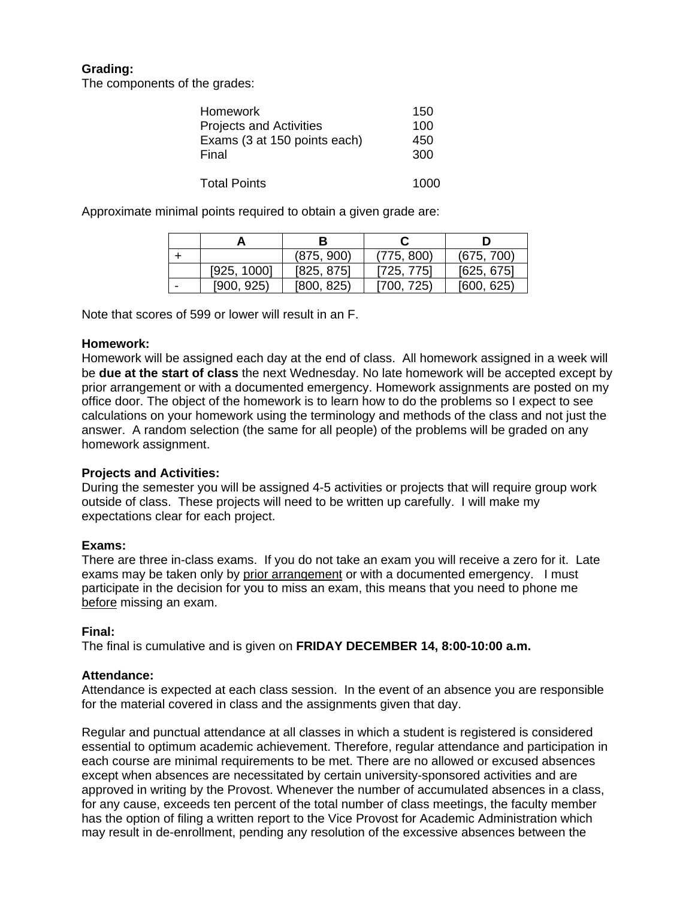**Grading:**
The components of the grades:

| | |
|---|---|
| Homework | 150 |
| Projects and Activities | 100 |
| Exams (3 at 150 points each) | 450 |
| Final | 300 |
| Total Points | 1000 |

Approximate minimal points required to obtain a given grade are:

| | A | B | C | D |
|---|---|---|---|---|
| + | | (875, 900) | (775, 800) | (675, 700) |
| | [925, 1000] | [825, 875] | [725, 775] | [625, 675] |
| - | [900, 925) | [800, 825) | [700, 725) | [600, 625) |

Note that scores of 599 or lower will result in an F.

**Homework:**
Homework will be assigned each day at the end of class. All homework assigned in a week will be **due at the start of class** the next Wednesday. No late homework will be accepted except by prior arrangement or with a documented emergency. Homework assignments are posted on my office door. The object of the homework is to learn how to do the problems so I expect to see calculations on your homework using the terminology and methods of the class and not just the answer. A random selection (the same for all people) of the problems will be graded on any homework assignment.

**Projects and Activities:**
During the semester you will be assigned 4-5 activities or projects that will require group work outside of class. These projects will need to be written up carefully. I will make my expectations clear for each project.

**Exams:**
There are three in-class exams. If you do not take an exam you will receive a zero for it. Late exams may be taken only by prior arrangement or with a documented emergency. I must participate in the decision for you to miss an exam, this means that you need to phone me before missing an exam.

**Final:**
The final is cumulative and is given on **FRIDAY DECEMBER 14, 8:00-10:00 a.m.**

**Attendance:**
Attendance is expected at each class session. In the event of an absence you are responsible for the material covered in class and the assignments given that day.

Regular and punctual attendance at all classes in which a student is registered is considered essential to optimum academic achievement. Therefore, regular attendance and participation in each course are minimal requirements to be met. There are no allowed or excused absences except when absences are necessitated by certain university-sponsored activities and are approved in writing by the Provost. Whenever the number of accumulated absences in a class, for any cause, exceeds ten percent of the total number of class meetings, the faculty member has the option of filing a written report to the Vice Provost for Academic Administration which may result in de-enrollment, pending any resolution of the excessive absences between the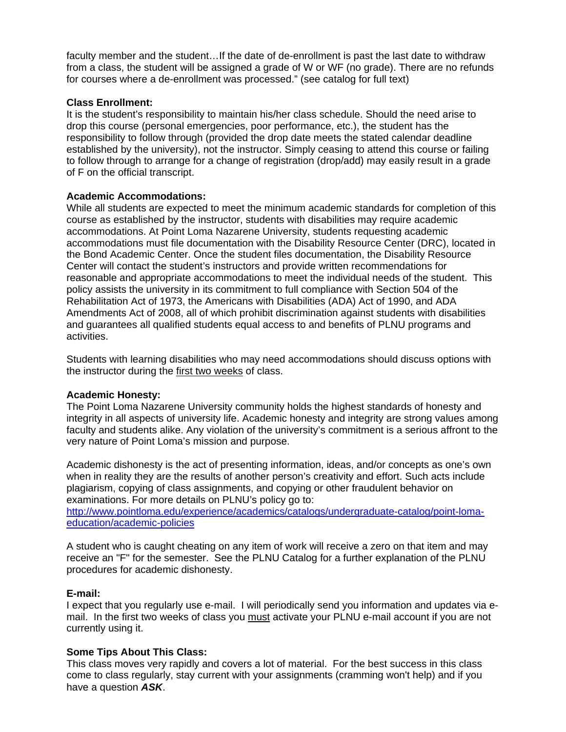faculty member and the student…If the date of de-enrollment is past the last date to withdraw from a class, the student will be assigned a grade of W or WF (no grade). There are no refunds for courses where a de-enrollment was processed." (see catalog for full text)

**Class Enrollment:**
It is the student's responsibility to maintain his/her class schedule. Should the need arise to drop this course (personal emergencies, poor performance, etc.), the student has the responsibility to follow through (provided the drop date meets the stated calendar deadline established by the university), not the instructor. Simply ceasing to attend this course or failing to follow through to arrange for a change of registration (drop/add) may easily result in a grade of F on the official transcript.

**Academic Accommodations:**
While all students are expected to meet the minimum academic standards for completion of this course as established by the instructor, students with disabilities may require academic accommodations. At Point Loma Nazarene University, students requesting academic accommodations must file documentation with the Disability Resource Center (DRC), located in the Bond Academic Center. Once the student files documentation, the Disability Resource Center will contact the student's instructors and provide written recommendations for reasonable and appropriate accommodations to meet the individual needs of the student. This policy assists the university in its commitment to full compliance with Section 504 of the Rehabilitation Act of 1973, the Americans with Disabilities (ADA) Act of 1990, and ADA Amendments Act of 2008, all of which prohibit discrimination against students with disabilities and guarantees all qualified students equal access to and benefits of PLNU programs and activities.

Students with learning disabilities who may need accommodations should discuss options with the instructor during the first two weeks of class.

**Academic Honesty:**
The Point Loma Nazarene University community holds the highest standards of honesty and integrity in all aspects of university life. Academic honesty and integrity are strong values among faculty and students alike. Any violation of the university's commitment is a serious affront to the very nature of Point Loma's mission and purpose.

Academic dishonesty is the act of presenting information, ideas, and/or concepts as one's own when in reality they are the results of another person's creativity and effort. Such acts include plagiarism, copying of class assignments, and copying or other fraudulent behavior on examinations. For more details on PLNU's policy go to:
[http://www.pointloma.edu/experience/academics/catalogs/undergraduate-catalog/point-loma-education/academic-policies](http://www.pointloma.edu/experience/academics/catalogs/undergraduate-catalog/point-loma-education/academic-policies)

A student who is caught cheating on any item of work will receive a zero on that item and may receive an "F" for the semester. See the PLNU Catalog for a further explanation of the PLNU procedures for academic dishonesty.

**E-mail:**
I expect that you regularly use e-mail. I will periodically send you information and updates via e-mail. In the first two weeks of class you must activate your PLNU e-mail account if you are not currently using it.

**Some Tips About This Class:**
This class moves very rapidly and covers a lot of material. For the best success in this class come to class regularly, stay current with your assignments (cramming won't help) and if you have a question ***ASK***.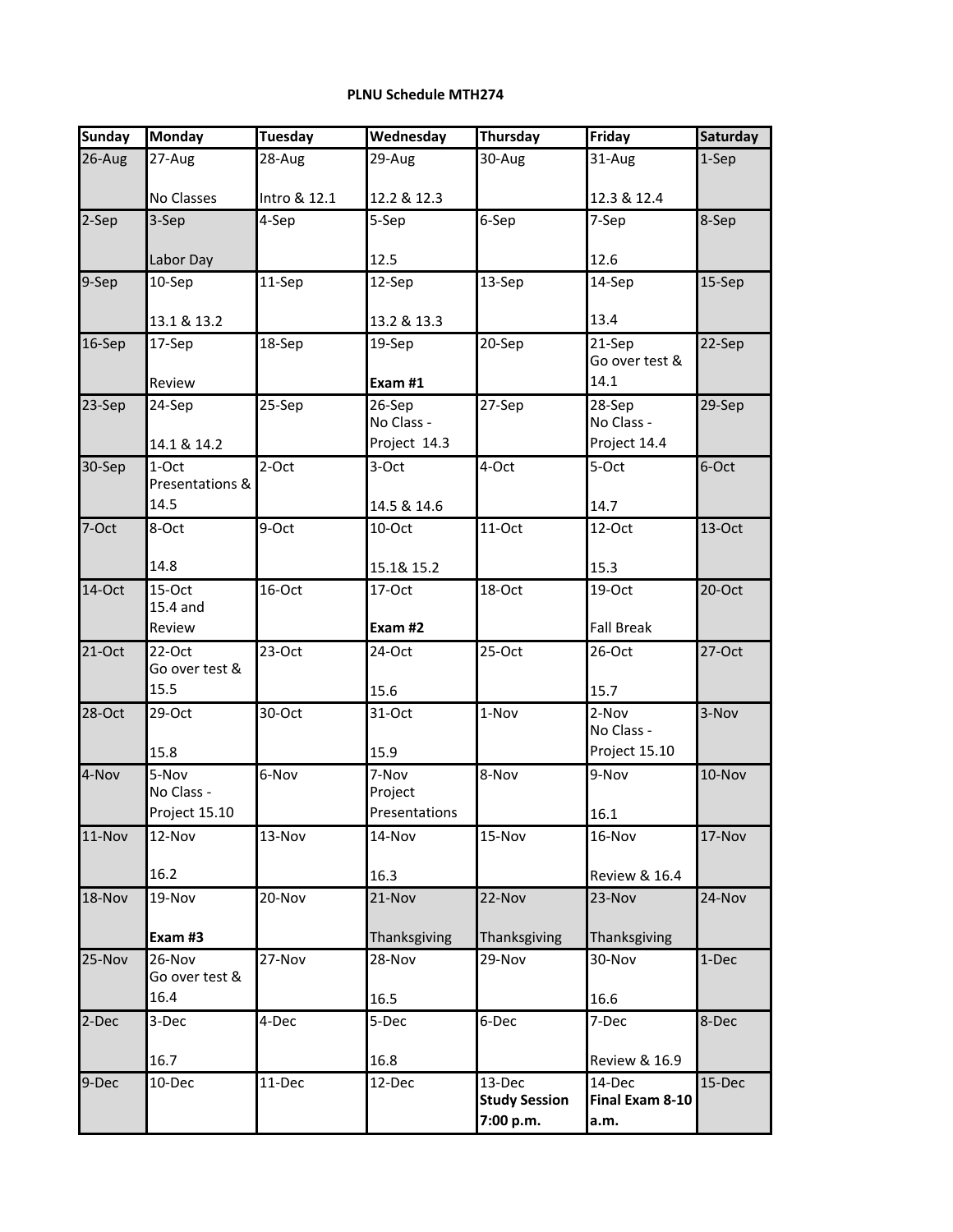**PLNU Schedule MTH274**

| Sunday | Monday | Tuesday | Wednesday | Thursday | Friday | Saturday |
|---|---|---|---|---|---|---|
| 26-Aug | 27-Aug<br>No Classes | 28-Aug<br>Intro & 12.1 | 29-Aug<br>12.2 & 12.3 | 30-Aug | 31-Aug<br>12.3 & 12.4 | 1-Sep |
| 2-Sep | 3-Sep<br>Labor Day | 4-Sep | 5-Sep<br>12.5 | 6-Sep | 7-Sep<br>12.6 | 8-Sep |
| 9-Sep | 10-Sep<br>13.1 & 13.2 | 11-Sep | 12-Sep<br>13.2 & 13.3 | 13-Sep | 14-Sep<br>13.4 | 15-Sep |
| 16-Sep | 17-Sep<br>Review | 18-Sep | 19-Sep<br>**Exam #1** | 20-Sep | 21-Sep<br>Go over test & 14.1 | 22-Sep |
| 23-Sep | 24-Sep<br>14.1 & 14.2 | 25-Sep | 26-Sep<br>No Class - Project 14.3 | 27-Sep | 28-Sep<br>No Class - Project 14.4 | 29-Sep |
| 30-Sep | 1-Oct<br>Presentations & 14.5 | 2-Oct | 3-Oct<br>14.5 & 14.6 | 4-Oct | 5-Oct<br>14.7 | 6-Oct |
| 7-Oct | 8-Oct<br>14.8 | 9-Oct | 10-Oct<br>15.1& 15.2 | 11-Oct | 12-Oct<br>15.3 | 13-Oct |
| 14-Oct | 15-Oct<br>15.4 and Review | 16-Oct | 17-Oct<br>**Exam #2** | 18-Oct | 19-Oct<br>Fall Break | 20-Oct |
| 21-Oct | 22-Oct<br>Go over test & 15.5 | 23-Oct | 24-Oct<br>15.6 | 25-Oct | 26-Oct<br>15.7 | 27-Oct |
| 28-Oct | 29-Oct<br>15.8 | 30-Oct | 31-Oct<br>15.9 | 1-Nov | 2-Nov<br>No Class - Project 15.10 | 3-Nov |
| 4-Nov | 5-Nov<br>No Class - Project 15.10 | 6-Nov | 7-Nov<br>Project Presentations | 8-Nov | 9-Nov<br>16.1 | 10-Nov |
| 11-Nov | 12-Nov<br>16.2 | 13-Nov | 14-Nov<br>16.3 | 15-Nov | 16-Nov<br>Review & 16.4 | 17-Nov |
| 18-Nov | 19-Nov<br>**Exam #3** | 20-Nov | 21-Nov<br>Thanksgiving | 22-Nov<br>Thanksgiving | 23-Nov<br>Thanksgiving | 24-Nov |
| 25-Nov | 26-Nov<br>Go over test & 16.4 | 27-Nov | 28-Nov<br>16.5 | 29-Nov | 30-Nov<br>16.6 | 1-Dec |
| 2-Dec | 3-Dec<br>16.7 | 4-Dec | 5-Dec<br>16.8 | 6-Dec | 7-Dec<br>Review & 16.9 | 8-Dec |
| 9-Dec | 10-Dec | 11-Dec | 12-Dec | 13-Dec<br>**Study Session 7:00 p.m.** | 14-Dec<br>**Final Exam 8-10 a.m.** | 15-Dec |